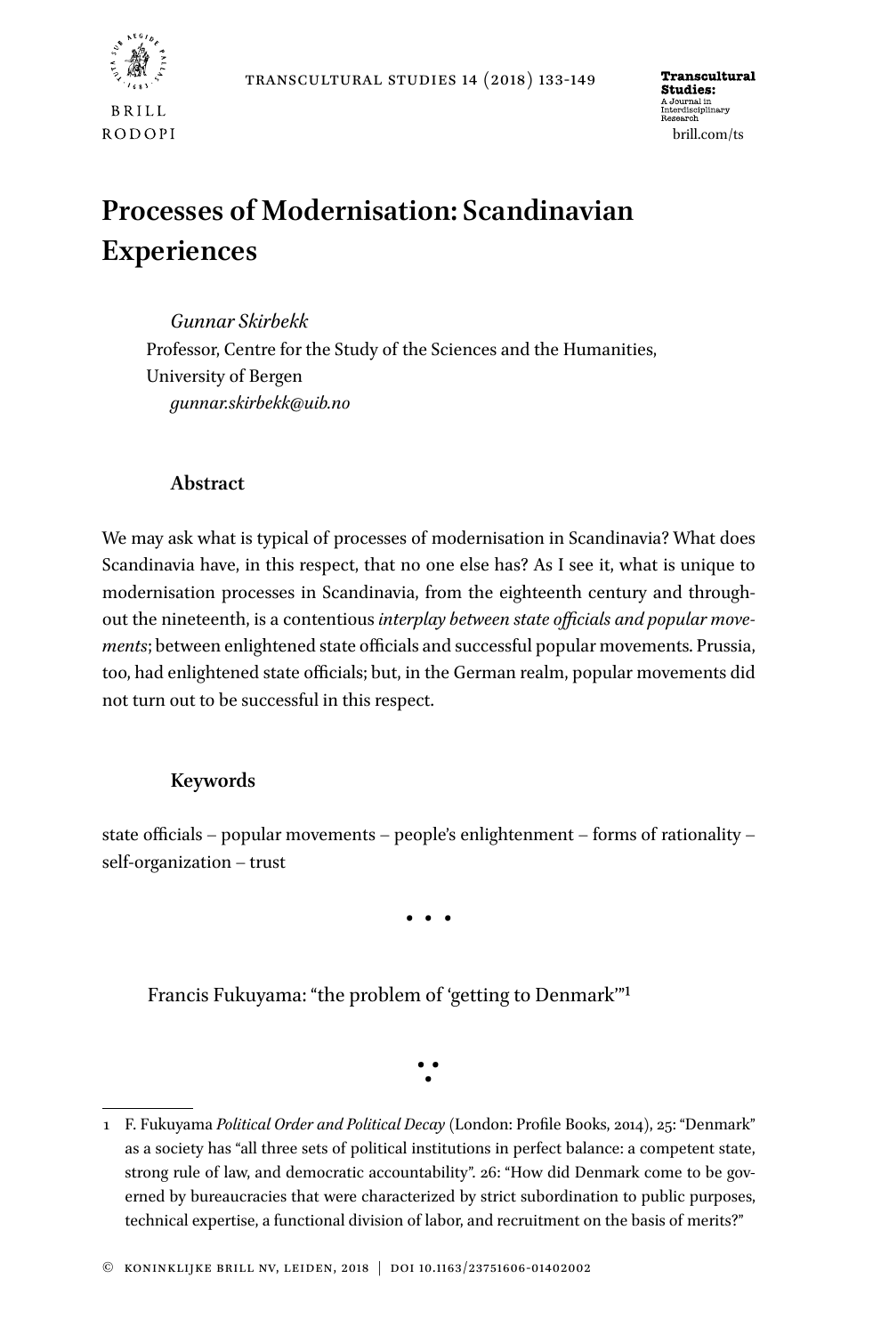# Processes of Modernisation: Scandinavian Experiences

*Gunnar Skirbekk*
Professor, Centre for the Study of the Sciences and the Humanities, University of Bergen
*gunnar.skirbekk@uib.no*

## Abstract

We may ask what is typical of processes of modernisation in Scandinavia? What does Scandinavia have, in this respect, that no one else has? As I see it, what is unique to modernisation processes in Scandinavia, from the eighteenth century and throughout the nineteenth, is a contentious *interplay between state officials and popular movements*; between enlightened state officials and successful popular movements. Prussia, too, had enlightened state officials; but, in the German realm, popular movements did not turn out to be successful in this respect.

## Keywords

state officials – popular movements – people's enlightenment – forms of rationality – self-organization – trust

• • •

Francis Fukuyama: "the problem of 'getting to Denmark'"[1]

---

1 F. Fukuyama *Political Order and Political Decay* (London: Profile Books, 2014), 25: "Denmark" as a society has "all three sets of political institutions in perfect balance: a competent state, strong rule of law, and democratic accountability". 26: "How did Denmark come to be governed by bureaucracies that were characterized by strict subordination to public purposes, technical expertise, a functional division of labor, and recruitment on the basis of merits?"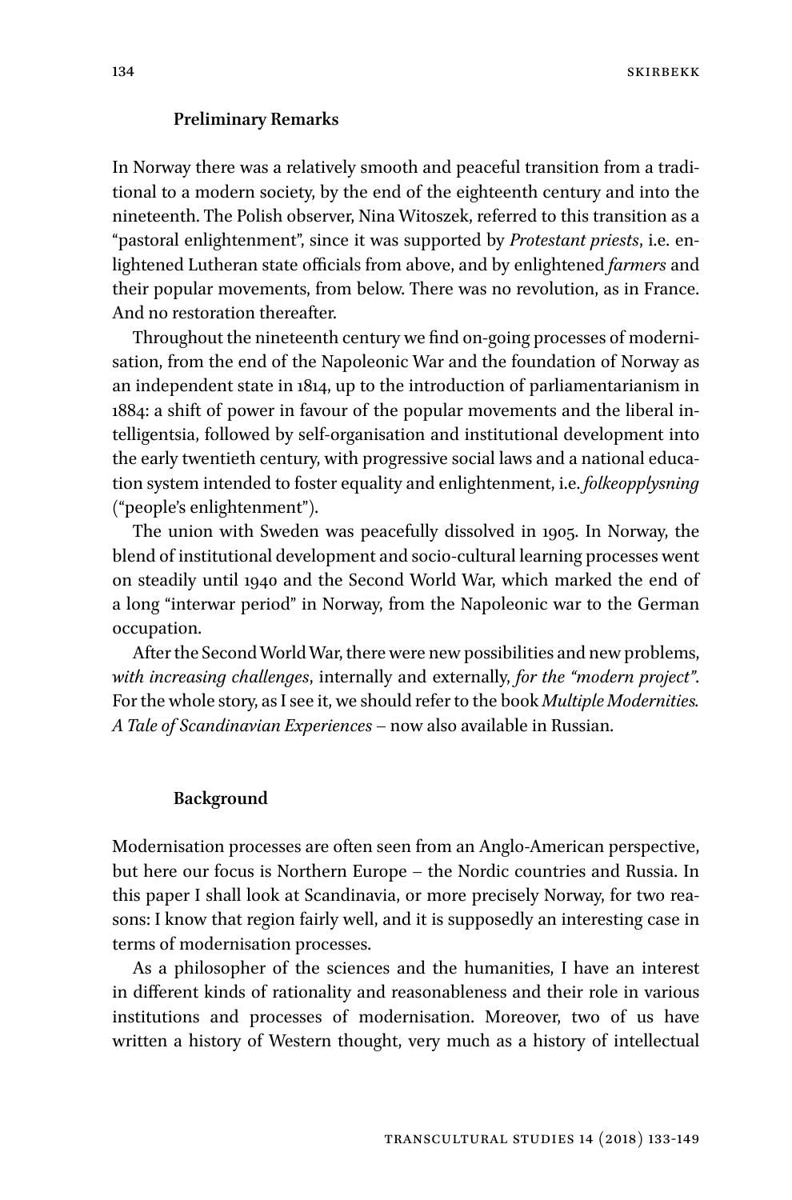### Preliminary Remarks

In Norway there was a relatively smooth and peaceful transition from a traditional to a modern society, by the end of the eighteenth century and into the nineteenth. The Polish observer, Nina Witoszek, referred to this transition as a "pastoral enlightenment", since it was supported by *Protestant priests*, i.e. enlightened Lutheran state officials from above, and by enlightened *farmers* and their popular movements, from below. There was no revolution, as in France. And no restoration thereafter.

Throughout the nineteenth century we find on-going processes of modernisation, from the end of the Napoleonic War and the foundation of Norway as an independent state in 1814, up to the introduction of parliamentarianism in 1884: a shift of power in favour of the popular movements and the liberal intelligentsia, followed by self-organisation and institutional development into the early twentieth century, with progressive social laws and a national education system intended to foster equality and enlightenment, i.e. *folkeopplysning* ("people's enlightenment").

The union with Sweden was peacefully dissolved in 1905. In Norway, the blend of institutional development and socio-cultural learning processes went on steadily until 1940 and the Second World War, which marked the end of a long "interwar period" in Norway, from the Napoleonic war to the German occupation.

After the Second World War, there were new possibilities and new problems, *with increasing challenges*, internally and externally, *for the "modern project"*. For the whole story, as I see it, we should refer to the book *Multiple Modernities. A Tale of Scandinavian Experiences* – now also available in Russian.

### Background

Modernisation processes are often seen from an Anglo-American perspective, but here our focus is Northern Europe – the Nordic countries and Russia. In this paper I shall look at Scandinavia, or more precisely Norway, for two reasons: I know that region fairly well, and it is supposedly an interesting case in terms of modernisation processes.

As a philosopher of the sciences and the humanities, I have an interest in different kinds of rationality and reasonableness and their role in various institutions and processes of modernisation. Moreover, two of us have written a history of Western thought, very much as a history of intellectual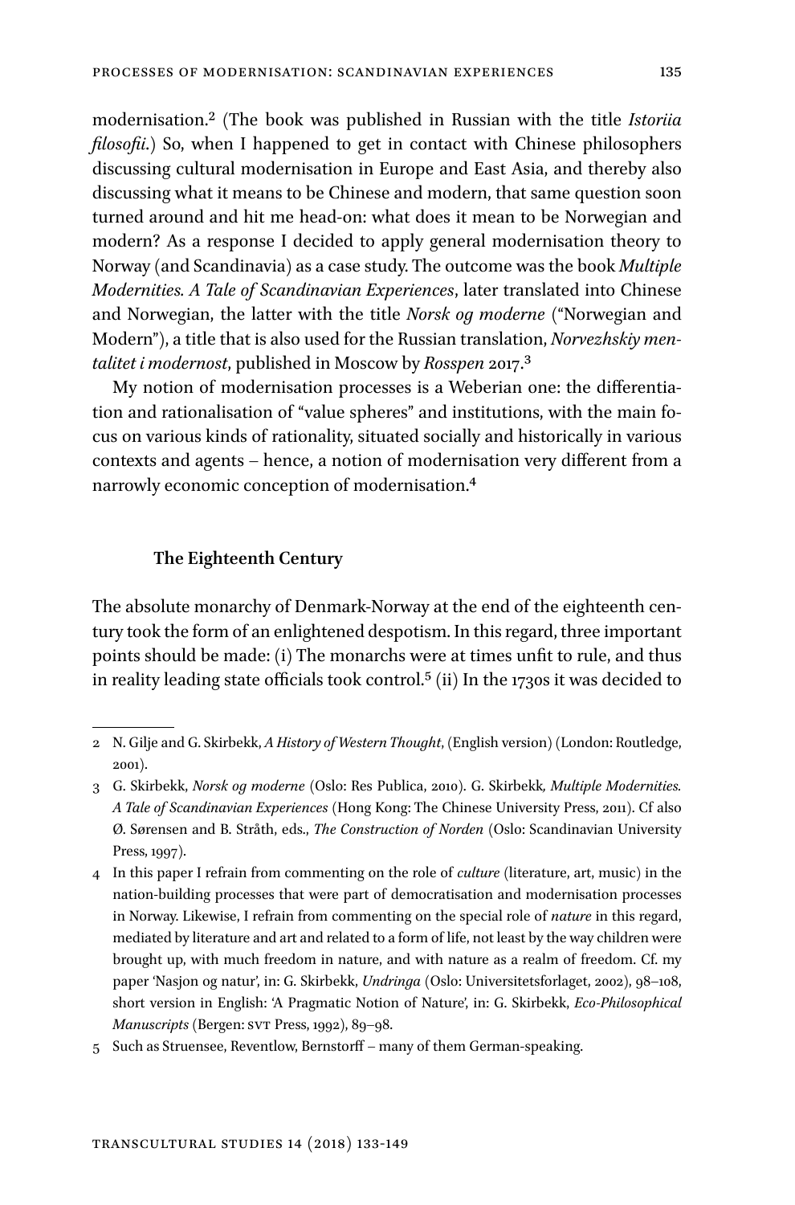modernisation.[2] (The book was published in Russian with the title *Istoriia filosofii*.) So, when I happened to get in contact with Chinese philosophers discussing cultural modernisation in Europe and East Asia, and thereby also discussing what it means to be Chinese and modern, that same question soon turned around and hit me head-on: what does it mean to be Norwegian and modern? As a response I decided to apply general modernisation theory to Norway (and Scandinavia) as a case study. The outcome was the book *Multiple Modernities. A Tale of Scandinavian Experiences*, later translated into Chinese and Norwegian, the latter with the title *Norsk og moderne* ("Norwegian and Modern"), a title that is also used for the Russian translation, *Norvezhskiy mentalitet i modernost*, published in Moscow by *Rosspen* 2017.[3]

My notion of modernisation processes is a Weberian one: the differentiation and rationalisation of "value spheres" and institutions, with the main focus on various kinds of rationality, situated socially and historically in various contexts and agents – hence, a notion of modernisation very different from a narrowly economic conception of modernisation.[4]

### The Eighteenth Century

The absolute monarchy of Denmark-Norway at the end of the eighteenth century took the form of an enlightened despotism. In this regard, three important points should be made: (i) The monarchs were at times unfit to rule, and thus in reality leading state officials took control.[5] (ii) In the 1730s it was decided to

---

2 N. Gilje and G. Skirbekk, *A History of Western Thought*, (English version) (London: Routledge, 2001).

3 G. Skirbekk, *Norsk og moderne* (Oslo: Res Publica, 2010). G. Skirbekk, *Multiple Modernities. A Tale of Scandinavian Experiences* (Hong Kong: The Chinese University Press, 2011). Cf also Ø. Sørensen and B. Stråth, eds., *The Construction of Norden* (Oslo: Scandinavian University Press, 1997).

4 In this paper I refrain from commenting on the role of *culture* (literature, art, music) in the nation-building processes that were part of democratisation and modernisation processes in Norway. Likewise, I refrain from commenting on the special role of *nature* in this regard, mediated by literature and art and related to a form of life, not least by the way children were brought up, with much freedom in nature, and with nature as a realm of freedom. Cf. my paper 'Nasjon og natur', in: G. Skirbekk, *Undringa* (Oslo: Universitetsforlaget, 2002), 98–108, short version in English: 'A Pragmatic Notion of Nature', in: G. Skirbekk, *Eco-Philosophical Manuscripts* (Bergen: SVT Press, 1992), 89–98.

5 Such as Struensee, Reventlow, Bernstorff – many of them German-speaking.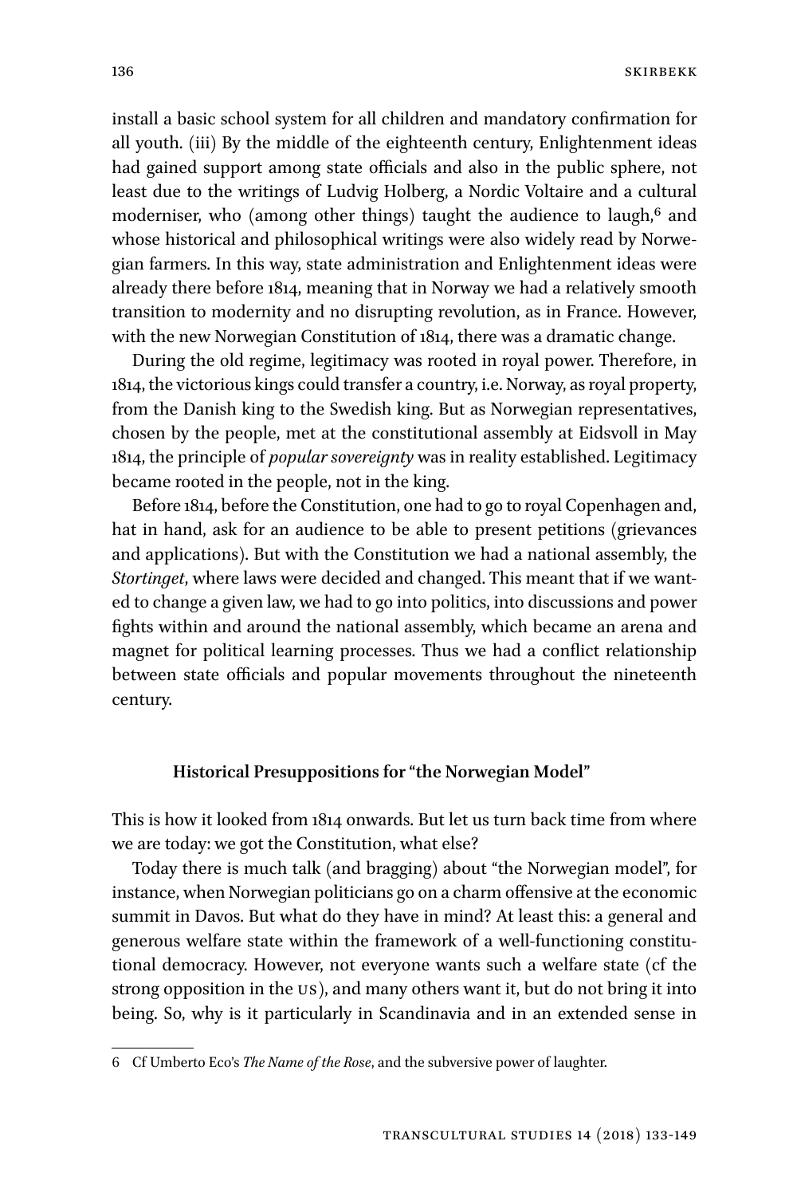install a basic school system for all children and mandatory confirmation for all youth. (iii) By the middle of the eighteenth century, Enlightenment ideas had gained support among state officials and also in the public sphere, not least due to the writings of Ludvig Holberg, a Nordic Voltaire and a cultural moderniser, who (among other things) taught the audience to laugh,[6] and whose historical and philosophical writings were also widely read by Norwegian farmers. In this way, state administration and Enlightenment ideas were already there before 1814, meaning that in Norway we had a relatively smooth transition to modernity and no disrupting revolution, as in France. However, with the new Norwegian Constitution of 1814, there was a dramatic change.

During the old regime, legitimacy was rooted in royal power. Therefore, in 1814, the victorious kings could transfer a country, i.e. Norway, as royal property, from the Danish king to the Swedish king. But as Norwegian representatives, chosen by the people, met at the constitutional assembly at Eidsvoll in May 1814, the principle of *popular sovereignty* was in reality established. Legitimacy became rooted in the people, not in the king.

Before 1814, before the Constitution, one had to go to royal Copenhagen and, hat in hand, ask for an audience to be able to present petitions (grievances and applications). But with the Constitution we had a national assembly, the *Stortinget*, where laws were decided and changed. This meant that if we wanted to change a given law, we had to go into politics, into discussions and power fights within and around the national assembly, which became an arena and magnet for political learning processes. Thus we had a conflict relationship between state officials and popular movements throughout the nineteenth century.

## Historical Presuppositions for "the Norwegian Model"

This is how it looked from 1814 onwards. But let us turn back time from where we are today: we got the Constitution, what else?

Today there is much talk (and bragging) about "the Norwegian model", for instance, when Norwegian politicians go on a charm offensive at the economic summit in Davos. But what do they have in mind? At least this: a general and generous welfare state within the framework of a well-functioning constitutional democracy. However, not everyone wants such a welfare state (cf the strong opposition in the US), and many others want it, but do not bring it into being. So, why is it particularly in Scandinavia and in an extended sense in

---

6 Cf Umberto Eco's *The Name of the Rose*, and the subversive power of laughter.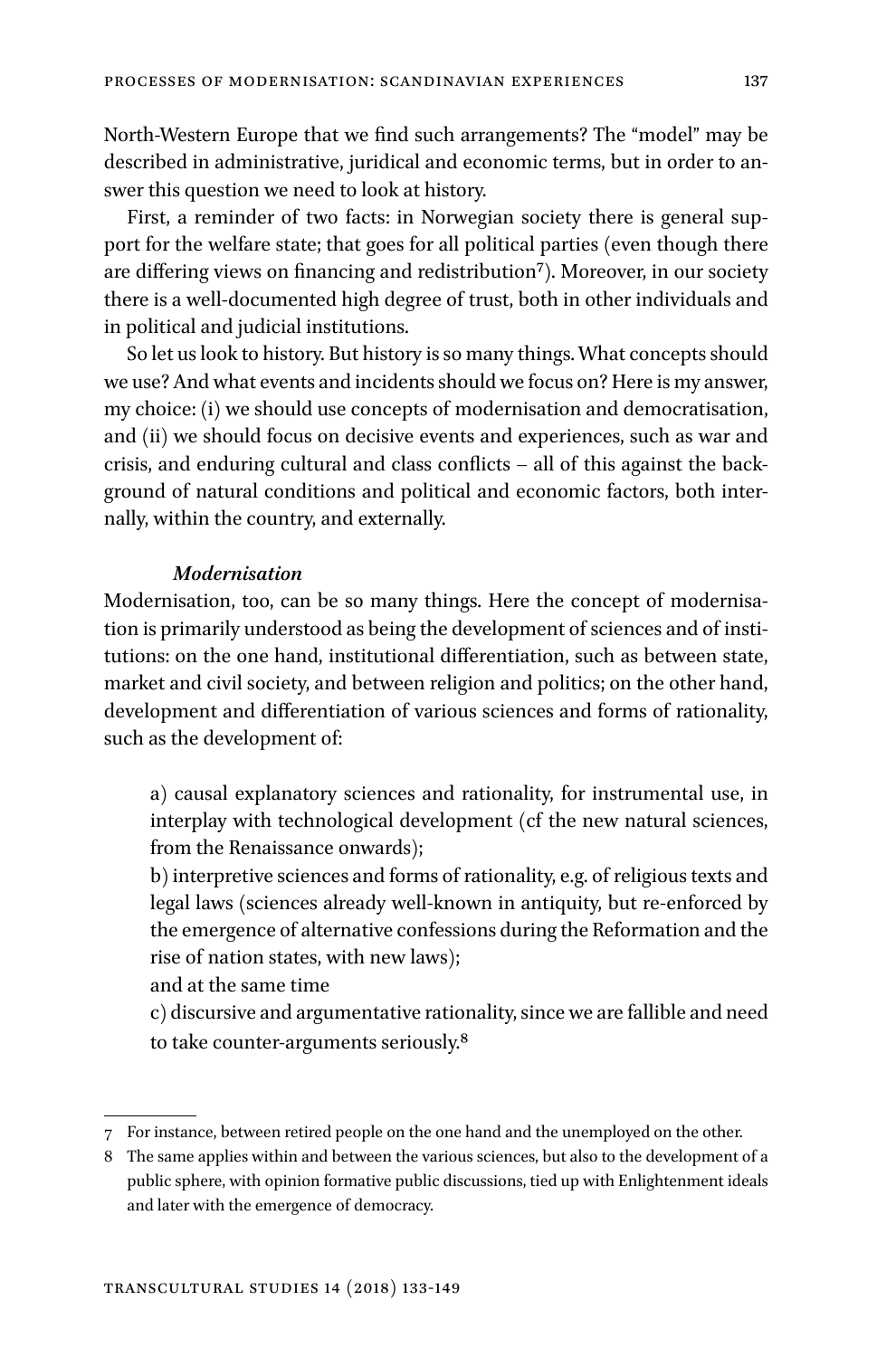North-Western Europe that we find such arrangements? The "model" may be described in administrative, juridical and economic terms, but in order to answer this question we need to look at history.

First, a reminder of two facts: in Norwegian society there is general support for the welfare state; that goes for all political parties (even though there are differing views on financing and redistribution[7]). Moreover, in our society there is a well-documented high degree of trust, both in other individuals and in political and judicial institutions.

So let us look to history. But history is so many things. What concepts should we use? And what events and incidents should we focus on? Here is my answer, my choice: (i) we should use concepts of modernisation and democratisation, and (ii) we should focus on decisive events and experiences, such as war and crisis, and enduring cultural and class conflicts – all of this against the background of natural conditions and political and economic factors, both internally, within the country, and externally.

***Modernisation***

Modernisation, too, can be so many things. Here the concept of modernisation is primarily understood as being the development of sciences and of institutions: on the one hand, institutional differentiation, such as between state, market and civil society, and between religion and politics; on the other hand, development and differentiation of various sciences and forms of rationality, such as the development of:

a) causal explanatory sciences and rationality, for instrumental use, in interplay with technological development (cf the new natural sciences, from the Renaissance onwards);

b) interpretive sciences and forms of rationality, e.g. of religious texts and legal laws (sciences already well-known in antiquity, but re-enforced by the emergence of alternative confessions during the Reformation and the rise of nation states, with new laws);

and at the same time

c) discursive and argumentative rationality, since we are fallible and need to take counter-arguments seriously.[8]

---

7 For instance, between retired people on the one hand and the unemployed on the other.

8 The same applies within and between the various sciences, but also to the development of a public sphere, with opinion formative public discussions, tied up with Enlightenment ideals and later with the emergence of democracy.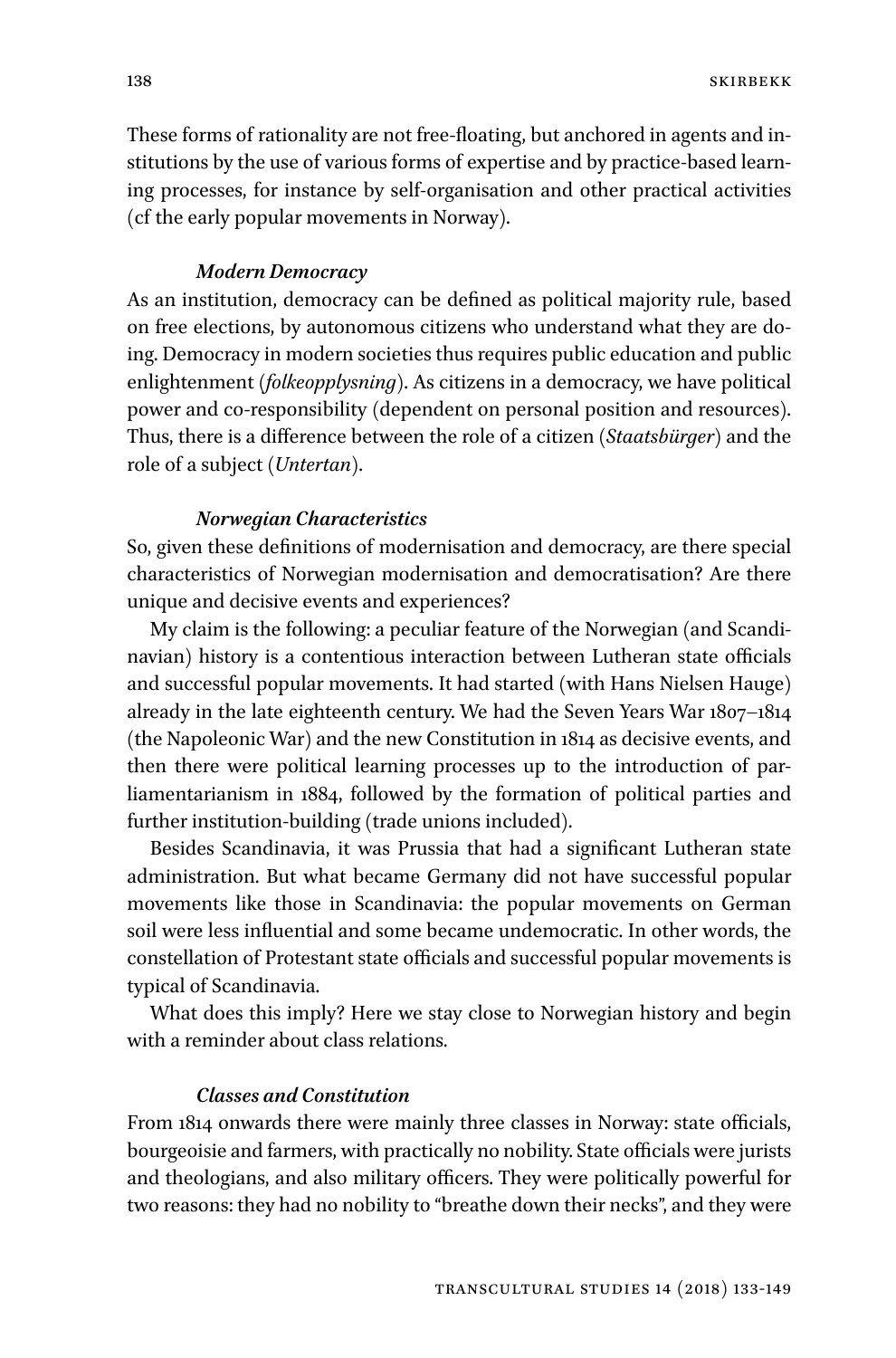These forms of rationality are not free-floating, but anchored in agents and institutions by the use of various forms of expertise and by practice-based learning processes, for instance by self-organisation and other practical activities (cf the early popular movements in Norway).

### *Modern Democracy*

As an institution, democracy can be defined as political majority rule, based on free elections, by autonomous citizens who understand what they are doing. Democracy in modern societies thus requires public education and public enlightenment (*folkeopplysning*). As citizens in a democracy, we have political power and co-responsibility (dependent on personal position and resources). Thus, there is a difference between the role of a citizen (*Staatsbürger*) and the role of a subject (*Untertan*).

### *Norwegian Characteristics*

So, given these definitions of modernisation and democracy, are there special characteristics of Norwegian modernisation and democratisation? Are there unique and decisive events and experiences?

My claim is the following: a peculiar feature of the Norwegian (and Scandinavian) history is a contentious interaction between Lutheran state officials and successful popular movements. It had started (with Hans Nielsen Hauge) already in the late eighteenth century. We had the Seven Years War 1807–1814 (the Napoleonic War) and the new Constitution in 1814 as decisive events, and then there were political learning processes up to the introduction of parliamentarianism in 1884, followed by the formation of political parties and further institution-building (trade unions included).

Besides Scandinavia, it was Prussia that had a significant Lutheran state administration. But what became Germany did not have successful popular movements like those in Scandinavia: the popular movements on German soil were less influential and some became undemocratic. In other words, the constellation of Protestant state officials and successful popular movements is typical of Scandinavia.

What does this imply? Here we stay close to Norwegian history and begin with a reminder about class relations.

### *Classes and Constitution*

From 1814 onwards there were mainly three classes in Norway: state officials, bourgeoisie and farmers, with practically no nobility. State officials were jurists and theologians, and also military officers. They were politically powerful for two reasons: they had no nobility to "breathe down their necks", and they were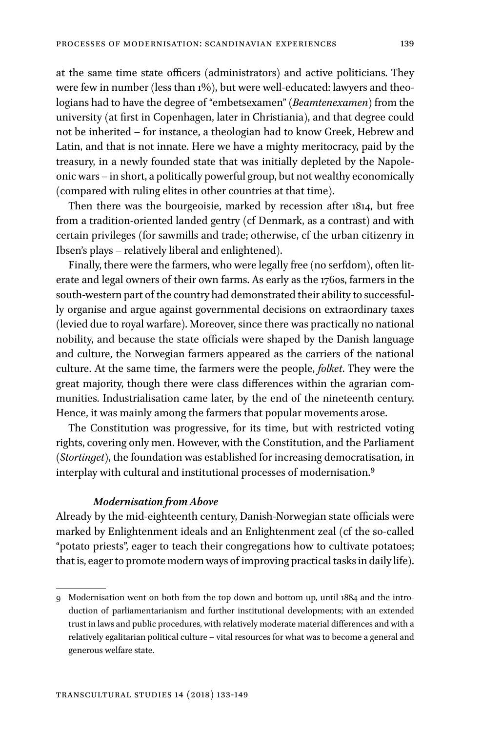at the same time state officers (administrators) and active politicians. They were few in number (less than 1%), but were well-educated: lawyers and theologians had to have the degree of "embetsexamen" (*Beamtenexamen*) from the university (at first in Copenhagen, later in Christiania), and that degree could not be inherited – for instance, a theologian had to know Greek, Hebrew and Latin, and that is not innate. Here we have a mighty meritocracy, paid by the treasury, in a newly founded state that was initially depleted by the Napoleonic wars – in short, a politically powerful group, but not wealthy economically (compared with ruling elites in other countries at that time).

Then there was the bourgeoisie, marked by recession after 1814, but free from a tradition-oriented landed gentry (cf Denmark, as a contrast) and with certain privileges (for sawmills and trade; otherwise, cf the urban citizenry in Ibsen's plays – relatively liberal and enlightened).

Finally, there were the farmers, who were legally free (no serfdom), often literate and legal owners of their own farms. As early as the 1760s, farmers in the south-western part of the country had demonstrated their ability to successfully organise and argue against governmental decisions on extraordinary taxes (levied due to royal warfare). Moreover, since there was practically no national nobility, and because the state officials were shaped by the Danish language and culture, the Norwegian farmers appeared as the carriers of the national culture. At the same time, the farmers were the people, *folket*. They were the great majority, though there were class differences within the agrarian communities. Industrialisation came later, by the end of the nineteenth century. Hence, it was mainly among the farmers that popular movements arose.

The Constitution was progressive, for its time, but with restricted voting rights, covering only men. However, with the Constitution, and the Parliament (*Stortinget*), the foundation was established for increasing democratisation, in interplay with cultural and institutional processes of modernisation.[9]

### *Modernisation from Above*

Already by the mid-eighteenth century, Danish-Norwegian state officials were marked by Enlightenment ideals and an Enlightenment zeal (cf the so-called "potato priests", eager to teach their congregations how to cultivate potatoes; that is, eager to promote modern ways of improving practical tasks in daily life).

9 Modernisation went on both from the top down and bottom up, until 1884 and the introduction of parliamentarianism and further institutional developments; with an extended trust in laws and public procedures, with relatively moderate material differences and with a relatively egalitarian political culture – vital resources for what was to become a general and generous welfare state.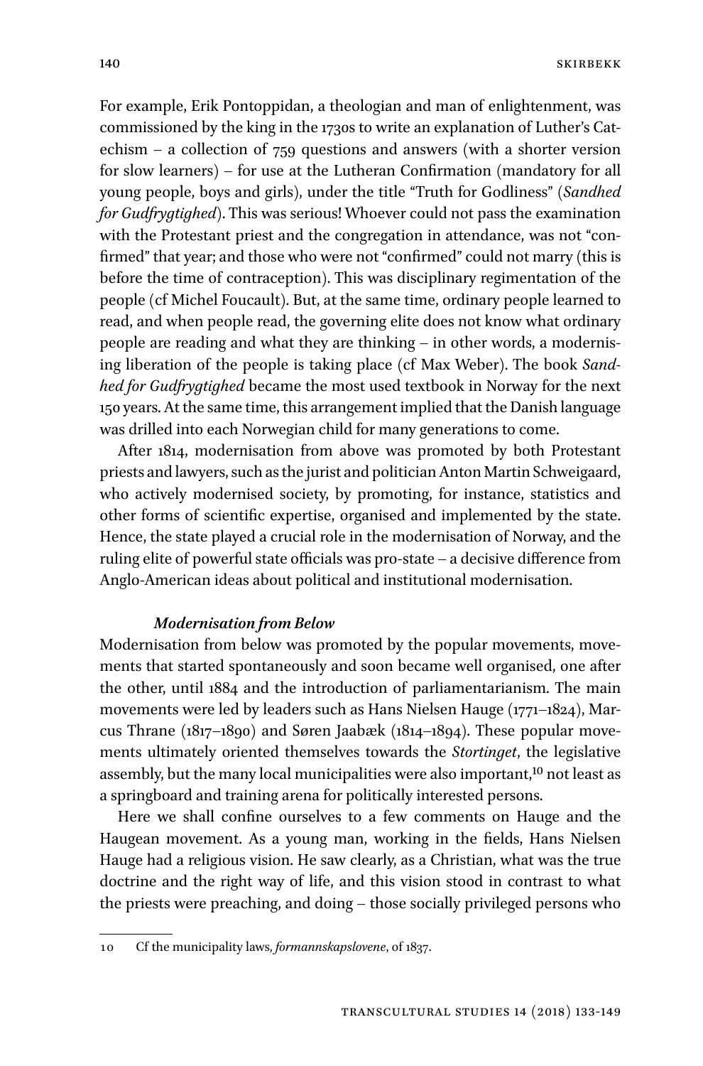For example, Erik Pontoppidan, a theologian and man of enlightenment, was commissioned by the king in the 1730s to write an explanation of Luther's Catechism – a collection of 759 questions and answers (with a shorter version for slow learners) – for use at the Lutheran Confirmation (mandatory for all young people, boys and girls), under the title "Truth for Godliness" (*Sandhed for Gudfrygtighed*). This was serious! Whoever could not pass the examination with the Protestant priest and the congregation in attendance, was not "confirmed" that year; and those who were not "confirmed" could not marry (this is before the time of contraception). This was disciplinary regimentation of the people (cf Michel Foucault). But, at the same time, ordinary people learned to read, and when people read, the governing elite does not know what ordinary people are reading and what they are thinking – in other words, a modernising liberation of the people is taking place (cf Max Weber). The book *Sandhed for Gudfrygtighed* became the most used textbook in Norway for the next 150 years. At the same time, this arrangement implied that the Danish language was drilled into each Norwegian child for many generations to come.

After 1814, modernisation from above was promoted by both Protestant priests and lawyers, such as the jurist and politician Anton Martin Schweigaard, who actively modernised society, by promoting, for instance, statistics and other forms of scientific expertise, organised and implemented by the state. Hence, the state played a crucial role in the modernisation of Norway, and the ruling elite of powerful state officials was pro-state – a decisive difference from Anglo-American ideas about political and institutional modernisation.

### *Modernisation from Below*

Modernisation from below was promoted by the popular movements, movements that started spontaneously and soon became well organised, one after the other, until 1884 and the introduction of parliamentarianism. The main movements were led by leaders such as Hans Nielsen Hauge (1771–1824), Marcus Thrane (1817–1890) and Søren Jaabæk (1814–1894). These popular movements ultimately oriented themselves towards the *Stortinget*, the legislative assembly, but the many local municipalities were also important,[10] not least as a springboard and training arena for politically interested persons.

Here we shall confine ourselves to a few comments on Hauge and the Haugean movement. As a young man, working in the fields, Hans Nielsen Hauge had a religious vision. He saw clearly, as a Christian, what was the true doctrine and the right way of life, and this vision stood in contrast to what the priests were preaching, and doing – those socially privileged persons who

---

10 Cf the municipality laws, *formannskapslovene*, of 1837.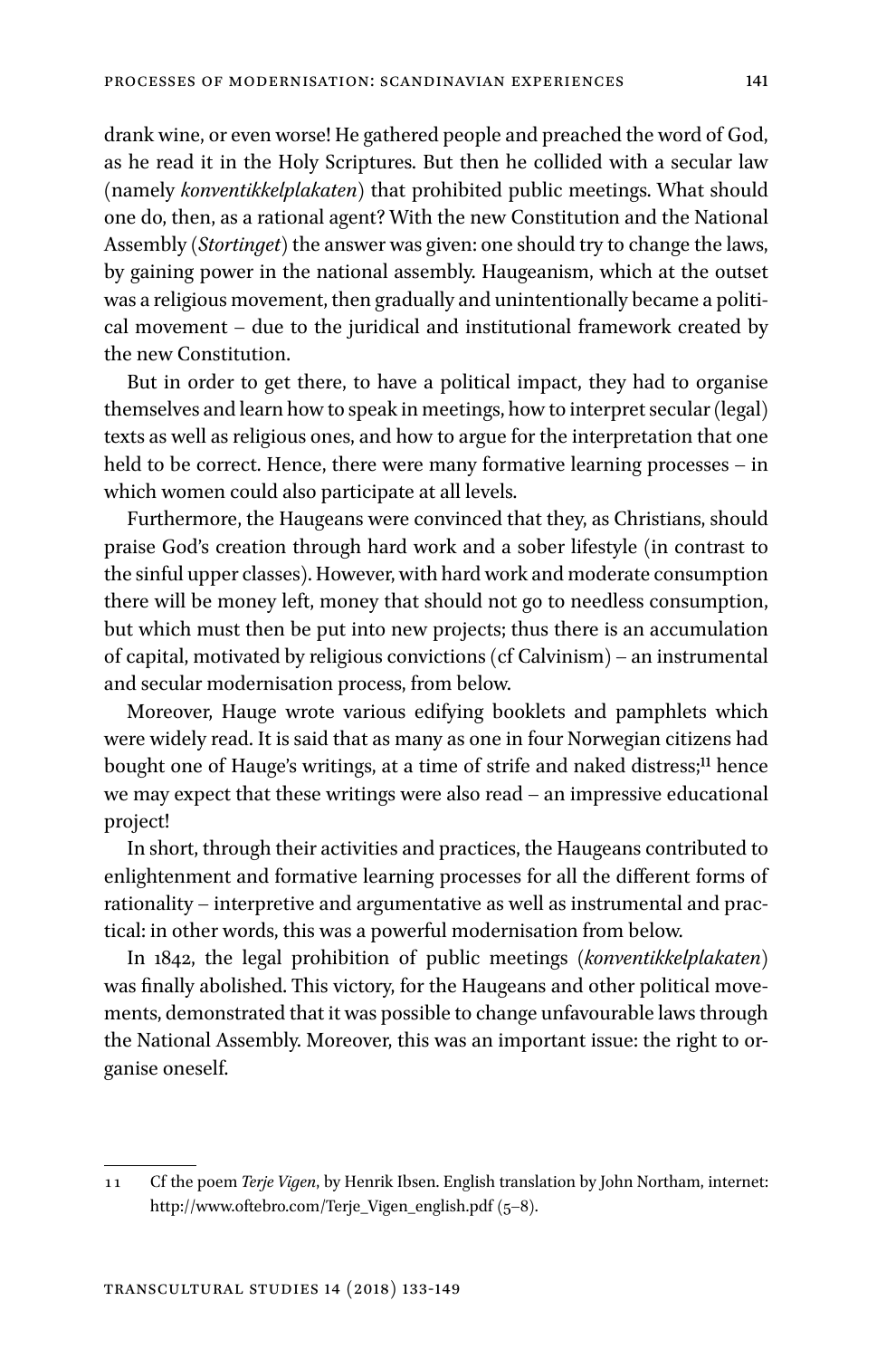drank wine, or even worse! He gathered people and preached the word of God, as he read it in the Holy Scriptures. But then he collided with a secular law (namely *konventikkelplakaten*) that prohibited public meetings. What should one do, then, as a rational agent? With the new Constitution and the National Assembly (*Stortinget*) the answer was given: one should try to change the laws, by gaining power in the national assembly. Haugeanism, which at the outset was a religious movement, then gradually and unintentionally became a political movement – due to the juridical and institutional framework created by the new Constitution.

But in order to get there, to have a political impact, they had to organise themselves and learn how to speak in meetings, how to interpret secular (legal) texts as well as religious ones, and how to argue for the interpretation that one held to be correct. Hence, there were many formative learning processes – in which women could also participate at all levels.

Furthermore, the Haugeans were convinced that they, as Christians, should praise God's creation through hard work and a sober lifestyle (in contrast to the sinful upper classes). However, with hard work and moderate consumption there will be money left, money that should not go to needless consumption, but which must then be put into new projects; thus there is an accumulation of capital, motivated by religious convictions (cf Calvinism) – an instrumental and secular modernisation process, from below.

Moreover, Hauge wrote various edifying booklets and pamphlets which were widely read. It is said that as many as one in four Norwegian citizens had bought one of Hauge's writings, at a time of strife and naked distress;[11] hence we may expect that these writings were also read – an impressive educational project!

In short, through their activities and practices, the Haugeans contributed to enlightenment and formative learning processes for all the different forms of rationality – interpretive and argumentative as well as instrumental and practical: in other words, this was a powerful modernisation from below.

In 1842, the legal prohibition of public meetings (*konventikkelplakaten*) was finally abolished. This victory, for the Haugeans and other political movements, demonstrated that it was possible to change unfavourable laws through the National Assembly. Moreover, this was an important issue: the right to organise oneself.

---

11 Cf the poem *Terje Vigen*, by Henrik Ibsen. English translation by John Northam, internet: http://www.oftebro.com/Terje_Vigen_english.pdf (5–8).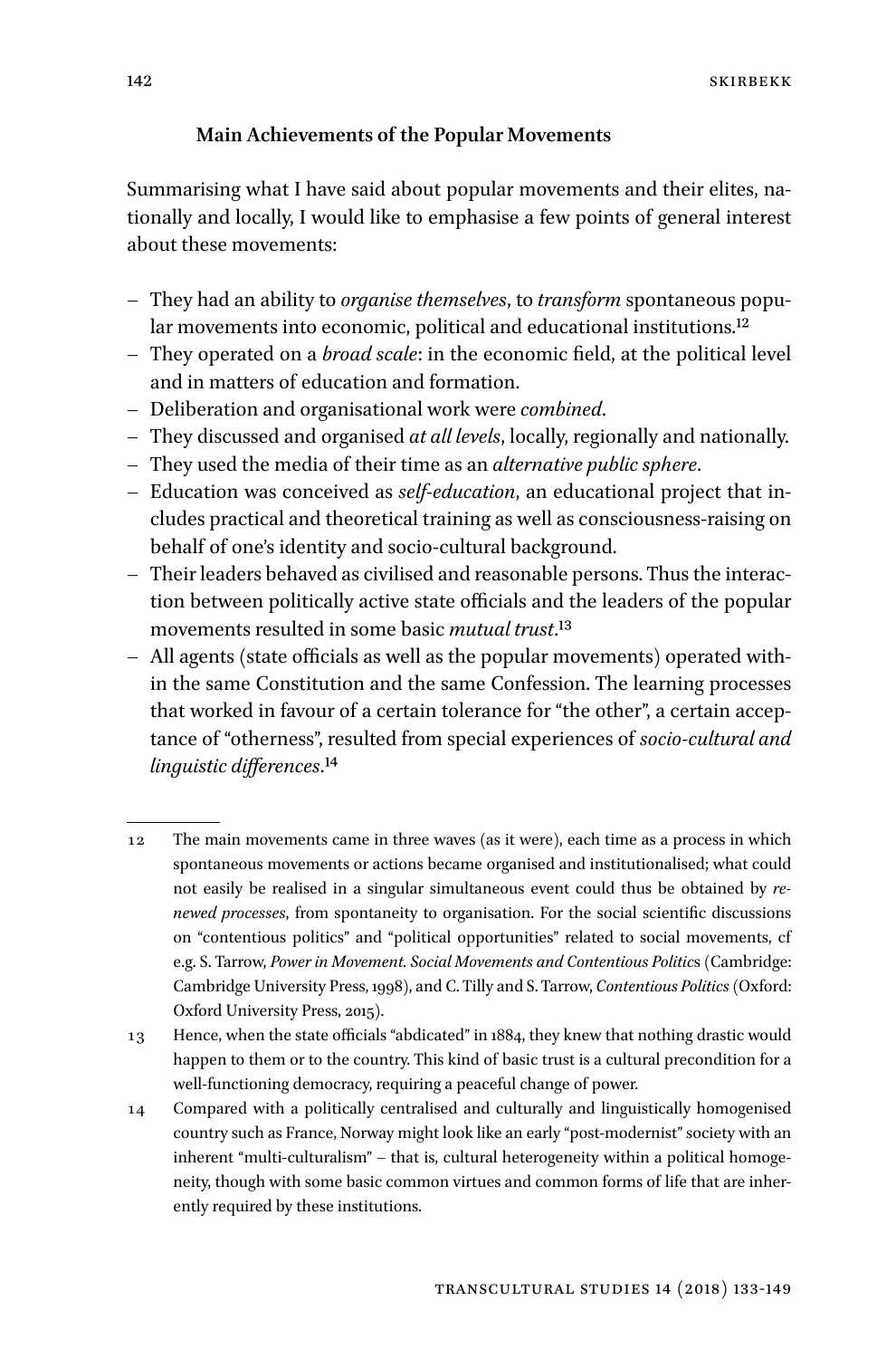### Main Achievements of the Popular Movements

Summarising what I have said about popular movements and their elites, nationally and locally, I would like to emphasise a few points of general interest about these movements:

- They had an ability to *organise themselves*, to *transform* spontaneous popular movements into economic, political and educational institutions.[12]
- They operated on a *broad scale*: in the economic field, at the political level and in matters of education and formation.
- Deliberation and organisational work were *combined*.
- They discussed and organised *at all levels*, locally, regionally and nationally.
- They used the media of their time as an *alternative public sphere*.
- Education was conceived as *self-education*, an educational project that includes practical and theoretical training as well as consciousness-raising on behalf of one's identity and socio-cultural background.
- Their leaders behaved as civilised and reasonable persons. Thus the interaction between politically active state officials and the leaders of the popular movements resulted in some basic *mutual trust*.[13]
- All agents (state officials as well as the popular movements) operated within the same Constitution and the same Confession. The learning processes that worked in favour of a certain tolerance for "the other", a certain acceptance of "otherness", resulted from special experiences of *socio-cultural and linguistic differences*.[14]

---

12 The main movements came in three waves (as it were), each time as a process in which spontaneous movements or actions became organised and institutionalised; what could not easily be realised in a singular simultaneous event could thus be obtained by *renewed processes*, from spontaneity to organisation. For the social scientific discussions on "contentious politics" and "political opportunities" related to social movements, cf e.g. S. Tarrow, *Power in Movement. Social Movements and Contentious Politics* (Cambridge: Cambridge University Press, 1998), and C. Tilly and S. Tarrow, *Contentious Politics* (Oxford: Oxford University Press, 2015).

13 Hence, when the state officials "abdicated" in 1884, they knew that nothing drastic would happen to them or to the country. This kind of basic trust is a cultural precondition for a well-functioning democracy, requiring a peaceful change of power.

14 Compared with a politically centralised and culturally and linguistically homogenised country such as France, Norway might look like an early "post-modernist" society with an inherent "multi-culturalism" – that is, cultural heterogeneity within a political homogeneity, though with some basic common virtues and common forms of life that are inherently required by these institutions.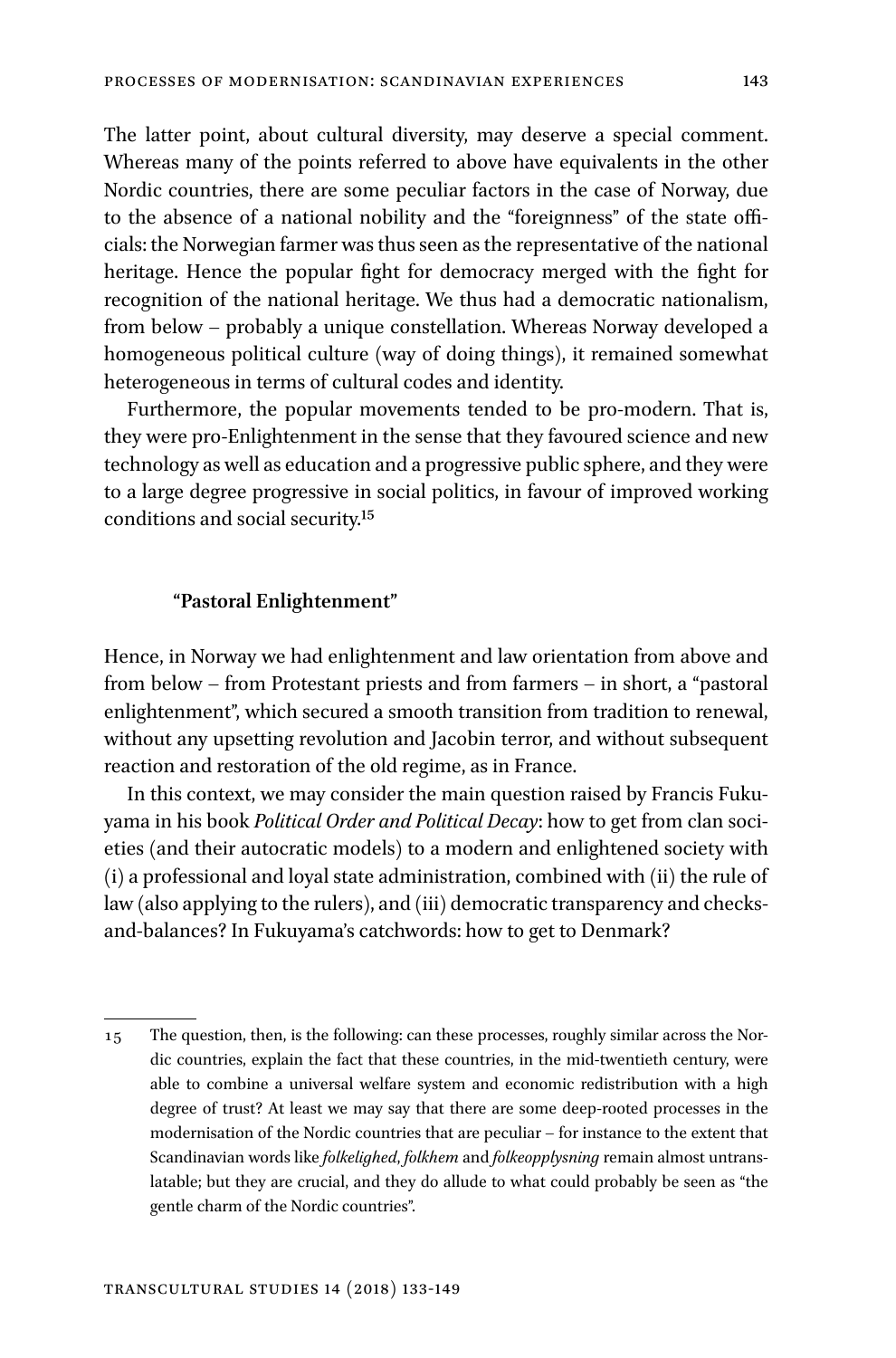The latter point, about cultural diversity, may deserve a special comment. Whereas many of the points referred to above have equivalents in the other Nordic countries, there are some peculiar factors in the case of Norway, due to the absence of a national nobility and the "foreignness" of the state officials: the Norwegian farmer was thus seen as the representative of the national heritage. Hence the popular fight for democracy merged with the fight for recognition of the national heritage. We thus had a democratic nationalism, from below – probably a unique constellation. Whereas Norway developed a homogeneous political culture (way of doing things), it remained somewhat heterogeneous in terms of cultural codes and identity.

Furthermore, the popular movements tended to be pro-modern. That is, they were pro-Enlightenment in the sense that they favoured science and new technology as well as education and a progressive public sphere, and they were to a large degree progressive in social politics, in favour of improved working conditions and social security.[15]

### "Pastoral Enlightenment"

Hence, in Norway we had enlightenment and law orientation from above and from below – from Protestant priests and from farmers – in short, a "pastoral enlightenment", which secured a smooth transition from tradition to renewal, without any upsetting revolution and Jacobin terror, and without subsequent reaction and restoration of the old regime, as in France.

In this context, we may consider the main question raised by Francis Fukuyama in his book *Political Order and Political Decay*: how to get from clan societies (and their autocratic models) to a modern and enlightened society with (i) a professional and loyal state administration, combined with (ii) the rule of law (also applying to the rulers), and (iii) democratic transparency and checks-and-balances? In Fukuyama's catchwords: how to get to Denmark?

---

15 The question, then, is the following: can these processes, roughly similar across the Nordic countries, explain the fact that these countries, in the mid-twentieth century, were able to combine a universal welfare system and economic redistribution with a high degree of trust? At least we may say that there are some deep-rooted processes in the modernisation of the Nordic countries that are peculiar – for instance to the extent that Scandinavian words like *folkelighed*, *folkhem* and *folkeopplysning* remain almost untranslatable; but they are crucial, and they do allude to what could probably be seen as "the gentle charm of the Nordic countries".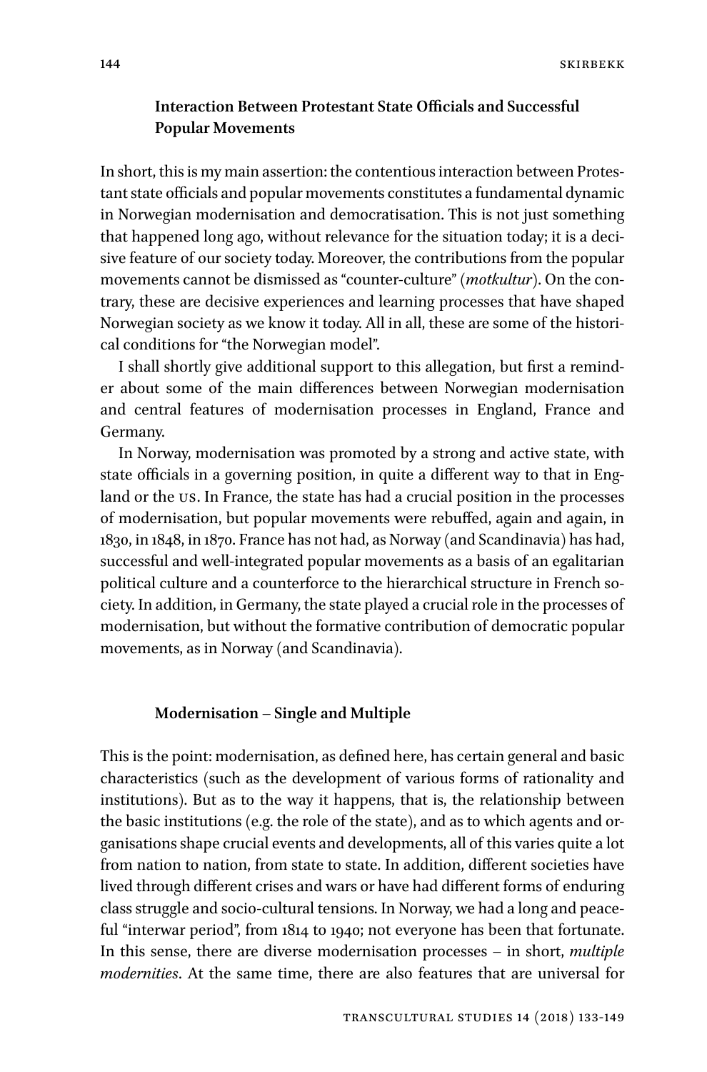## Interaction Between Protestant State Officials and Successful Popular Movements

In short, this is my main assertion: the contentious interaction between Protestant state officials and popular movements constitutes a fundamental dynamic in Norwegian modernisation and democratisation. This is not just something that happened long ago, without relevance for the situation today; it is a decisive feature of our society today. Moreover, the contributions from the popular movements cannot be dismissed as "counter-culture" (*motkultur*). On the contrary, these are decisive experiences and learning processes that have shaped Norwegian society as we know it today. All in all, these are some of the historical conditions for "the Norwegian model".

I shall shortly give additional support to this allegation, but first a reminder about some of the main differences between Norwegian modernisation and central features of modernisation processes in England, France and Germany.

In Norway, modernisation was promoted by a strong and active state, with state officials in a governing position, in quite a different way to that in England or the US. In France, the state has had a crucial position in the processes of modernisation, but popular movements were rebuffed, again and again, in 1830, in 1848, in 1870. France has not had, as Norway (and Scandinavia) has had, successful and well-integrated popular movements as a basis of an egalitarian political culture and a counterforce to the hierarchical structure in French society. In addition, in Germany, the state played a crucial role in the processes of modernisation, but without the formative contribution of democratic popular movements, as in Norway (and Scandinavia).

## Modernisation – Single and Multiple

This is the point: modernisation, as defined here, has certain general and basic characteristics (such as the development of various forms of rationality and institutions). But as to the way it happens, that is, the relationship between the basic institutions (e.g. the role of the state), and as to which agents and organisations shape crucial events and developments, all of this varies quite a lot from nation to nation, from state to state. In addition, different societies have lived through different crises and wars or have had different forms of enduring class struggle and socio-cultural tensions. In Norway, we had a long and peaceful "interwar period", from 1814 to 1940; not everyone has been that fortunate. In this sense, there are diverse modernisation processes – in short, *multiple modernities*. At the same time, there are also features that are universal for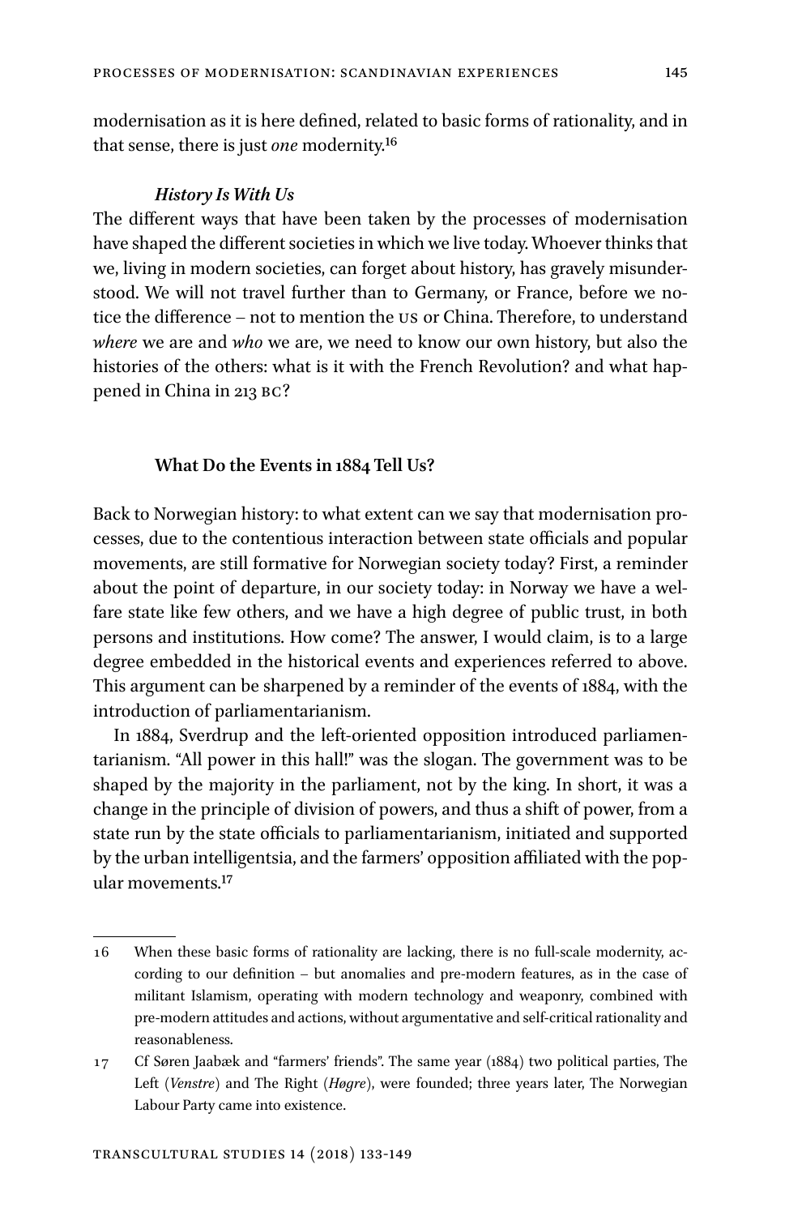modernisation as it is here defined, related to basic forms of rationality, and in that sense, there is just *one* modernity.[16]

***History Is With Us***

The different ways that have been taken by the processes of modernisation have shaped the different societies in which we live today. Whoever thinks that we, living in modern societies, can forget about history, has gravely misunderstood. We will not travel further than to Germany, or France, before we notice the difference – not to mention the US or China. Therefore, to understand *where* we are and *who* we are, we need to know our own history, but also the histories of the others: what is it with the French Revolution? and what happened in China in 213 BC?

## What Do the Events in 1884 Tell Us?

Back to Norwegian history: to what extent can we say that modernisation processes, due to the contentious interaction between state officials and popular movements, are still formative for Norwegian society today? First, a reminder about the point of departure, in our society today: in Norway we have a welfare state like few others, and we have a high degree of public trust, in both persons and institutions. How come? The answer, I would claim, is to a large degree embedded in the historical events and experiences referred to above. This argument can be sharpened by a reminder of the events of 1884, with the introduction of parliamentarianism.

In 1884, Sverdrup and the left-oriented opposition introduced parliamentarianism. "All power in this hall!" was the slogan. The government was to be shaped by the majority in the parliament, not by the king. In short, it was a change in the principle of division of powers, and thus a shift of power, from a state run by the state officials to parliamentarianism, initiated and supported by the urban intelligentsia, and the farmers' opposition affiliated with the popular movements.[17]

---

16 When these basic forms of rationality are lacking, there is no full-scale modernity, according to our definition – but anomalies and pre-modern features, as in the case of militant Islamism, operating with modern technology and weaponry, combined with pre-modern attitudes and actions, without argumentative and self-critical rationality and reasonableness.

17 Cf Søren Jaabæk and "farmers' friends". The same year (1884) two political parties, The Left (*Venstre*) and The Right (*Høgre*), were founded; three years later, The Norwegian Labour Party came into existence.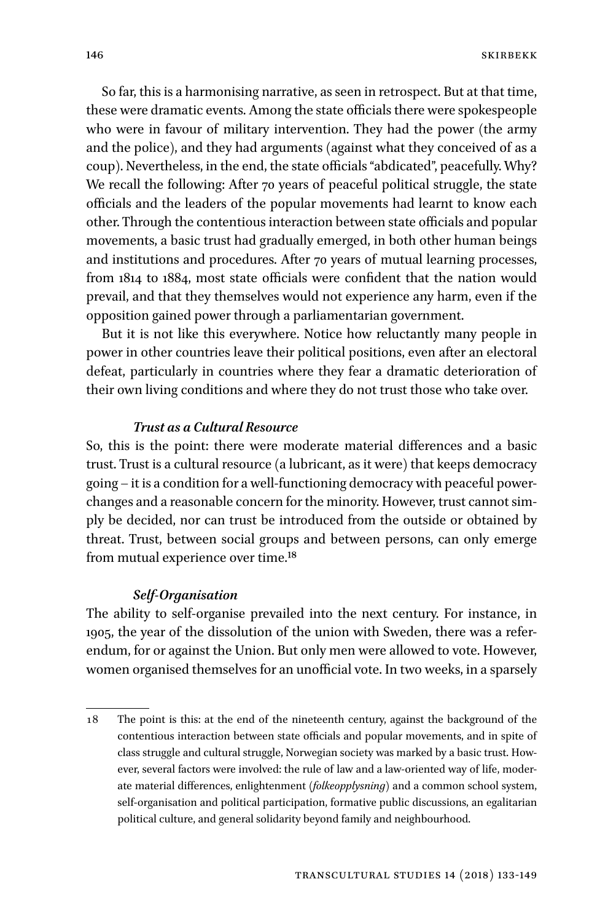So far, this is a harmonising narrative, as seen in retrospect. But at that time, these were dramatic events. Among the state officials there were spokespeople who were in favour of military intervention. They had the power (the army and the police), and they had arguments (against what they conceived of as a coup). Nevertheless, in the end, the state officials "abdicated", peacefully. Why? We recall the following: After 70 years of peaceful political struggle, the state officials and the leaders of the popular movements had learnt to know each other. Through the contentious interaction between state officials and popular movements, a basic trust had gradually emerged, in both other human beings and institutions and procedures. After 70 years of mutual learning processes, from 1814 to 1884, most state officials were confident that the nation would prevail, and that they themselves would not experience any harm, even if the opposition gained power through a parliamentarian government.

But it is not like this everywhere. Notice how reluctantly many people in power in other countries leave their political positions, even after an electoral defeat, particularly in countries where they fear a dramatic deterioration of their own living conditions and where they do not trust those who take over.

### *Trust as a Cultural Resource*

So, this is the point: there were moderate material differences and a basic trust. Trust is a cultural resource (a lubricant, as it were) that keeps democracy going – it is a condition for a well-functioning democracy with peaceful power-changes and a reasonable concern for the minority. However, trust cannot simply be decided, nor can trust be introduced from the outside or obtained by threat. Trust, between social groups and between persons, can only emerge from mutual experience over time.[18]

### *Self-Organisation*

The ability to self-organise prevailed into the next century. For instance, in 1905, the year of the dissolution of the union with Sweden, there was a referendum, for or against the Union. But only men were allowed to vote. However, women organised themselves for an unofficial vote. In two weeks, in a sparsely

---

18 The point is this: at the end of the nineteenth century, against the background of the contentious interaction between state officials and popular movements, and in spite of class struggle and cultural struggle, Norwegian society was marked by a basic trust. However, several factors were involved: the rule of law and a law-oriented way of life, moderate material differences, enlightenment (*folkeopplysning*) and a common school system, self-organisation and political participation, formative public discussions, an egalitarian political culture, and general solidarity beyond family and neighbourhood.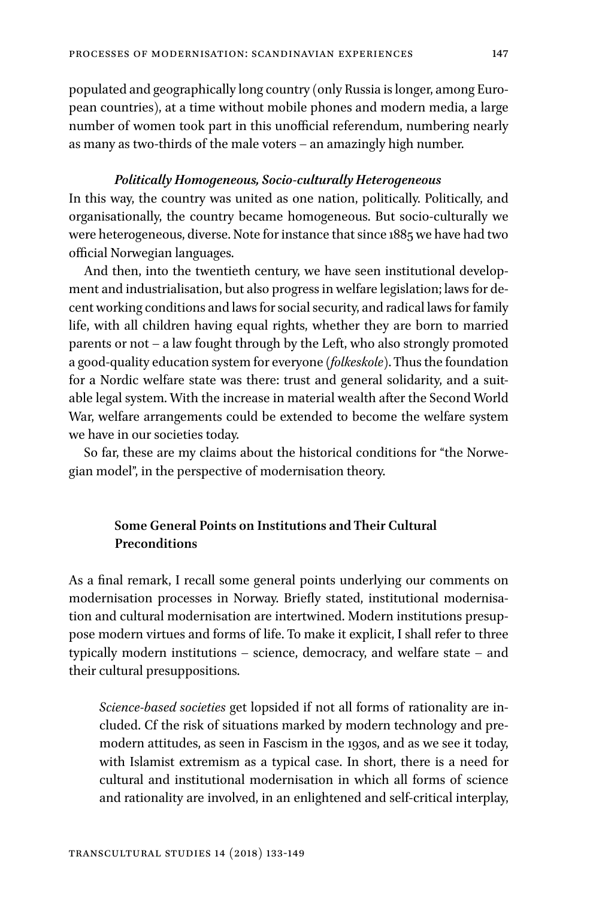populated and geographically long country (only Russia is longer, among European countries), at a time without mobile phones and modern media, a large number of women took part in this unofficial referendum, numbering nearly as many as two-thirds of the male voters – an amazingly high number.

#### *Politically Homogeneous, Socio-culturally Heterogeneous*

In this way, the country was united as one nation, politically. Politically, and organisationally, the country became homogeneous. But socio-culturally we were heterogeneous, diverse. Note for instance that since 1885 we have had two official Norwegian languages.

And then, into the twentieth century, we have seen institutional development and industrialisation, but also progress in welfare legislation; laws for decent working conditions and laws for social security, and radical laws for family life, with all children having equal rights, whether they are born to married parents or not – a law fought through by the Left, who also strongly promoted a good-quality education system for everyone (*folkeskole*). Thus the foundation for a Nordic welfare state was there: trust and general solidarity, and a suitable legal system. With the increase in material wealth after the Second World War, welfare arrangements could be extended to become the welfare system we have in our societies today.

So far, these are my claims about the historical conditions for "the Norwegian model", in the perspective of modernisation theory.

## Some General Points on Institutions and Their Cultural Preconditions

As a final remark, I recall some general points underlying our comments on modernisation processes in Norway. Briefly stated, institutional modernisation and cultural modernisation are intertwined. Modern institutions presuppose modern virtues and forms of life. To make it explicit, I shall refer to three typically modern institutions – science, democracy, and welfare state – and their cultural presuppositions.

> *Science-based societies* get lopsided if not all forms of rationality are included. Cf the risk of situations marked by modern technology and premodern attitudes, as seen in Fascism in the 1930s, and as we see it today, with Islamist extremism as a typical case. In short, there is a need for cultural and institutional modernisation in which all forms of science and rationality are involved, in an enlightened and self-critical interplay,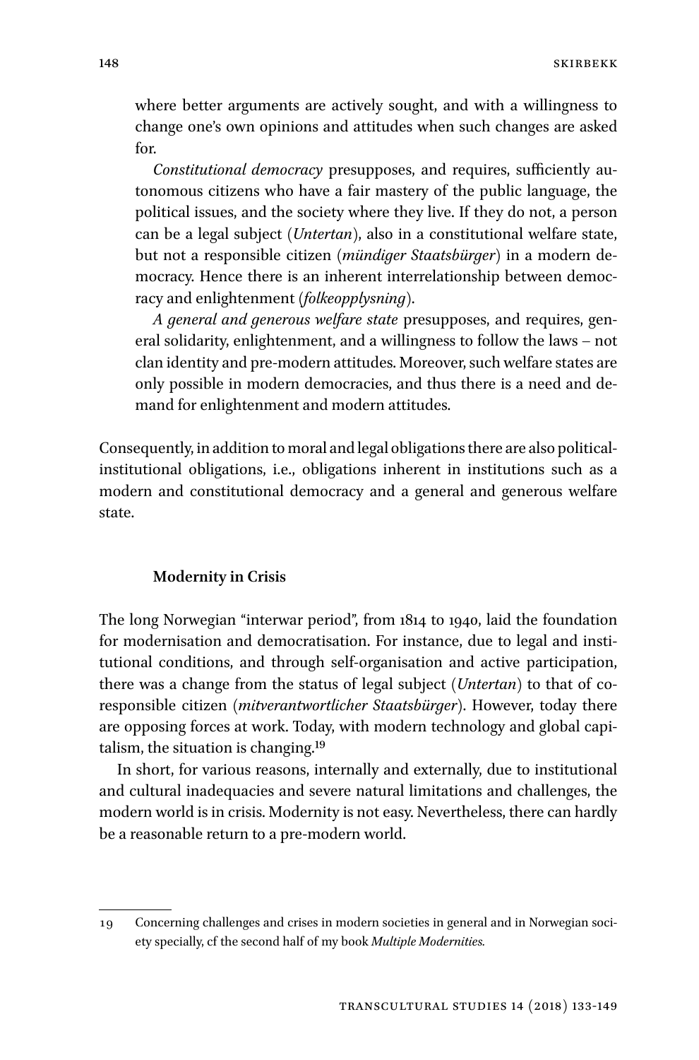where better arguments are actively sought, and with a willingness to change one's own opinions and attitudes when such changes are asked for.

*Constitutional democracy* presupposes, and requires, sufficiently autonomous citizens who have a fair mastery of the public language, the political issues, and the society where they live. If they do not, a person can be a legal subject (*Untertan*), also in a constitutional welfare state, but not a responsible citizen (*mündiger Staatsbürger*) in a modern democracy. Hence there is an inherent interrelationship between democracy and enlightenment (*folkeopplysning*).

*A general and generous welfare state* presupposes, and requires, general solidarity, enlightenment, and a willingness to follow the laws – not clan identity and pre-modern attitudes. Moreover, such welfare states are only possible in modern democracies, and thus there is a need and demand for enlightenment and modern attitudes.

Consequently, in addition to moral and legal obligations there are also political-institutional obligations, i.e., obligations inherent in institutions such as a modern and constitutional democracy and a general and generous welfare state.

## Modernity in Crisis

The long Norwegian "interwar period", from 1814 to 1940, laid the foundation for modernisation and democratisation. For instance, due to legal and institutional conditions, and through self-organisation and active participation, there was a change from the status of legal subject (*Untertan*) to that of co-responsible citizen (*mitverantwortlicher Staatsbürger*). However, today there are opposing forces at work. Today, with modern technology and global capitalism, the situation is changing.[19]

In short, for various reasons, internally and externally, due to institutional and cultural inadequacies and severe natural limitations and challenges, the modern world is in crisis. Modernity is not easy. Nevertheless, there can hardly be a reasonable return to a pre-modern world.

---

19 Concerning challenges and crises in modern societies in general and in Norwegian society specially, cf the second half of my book *Multiple Modernities.*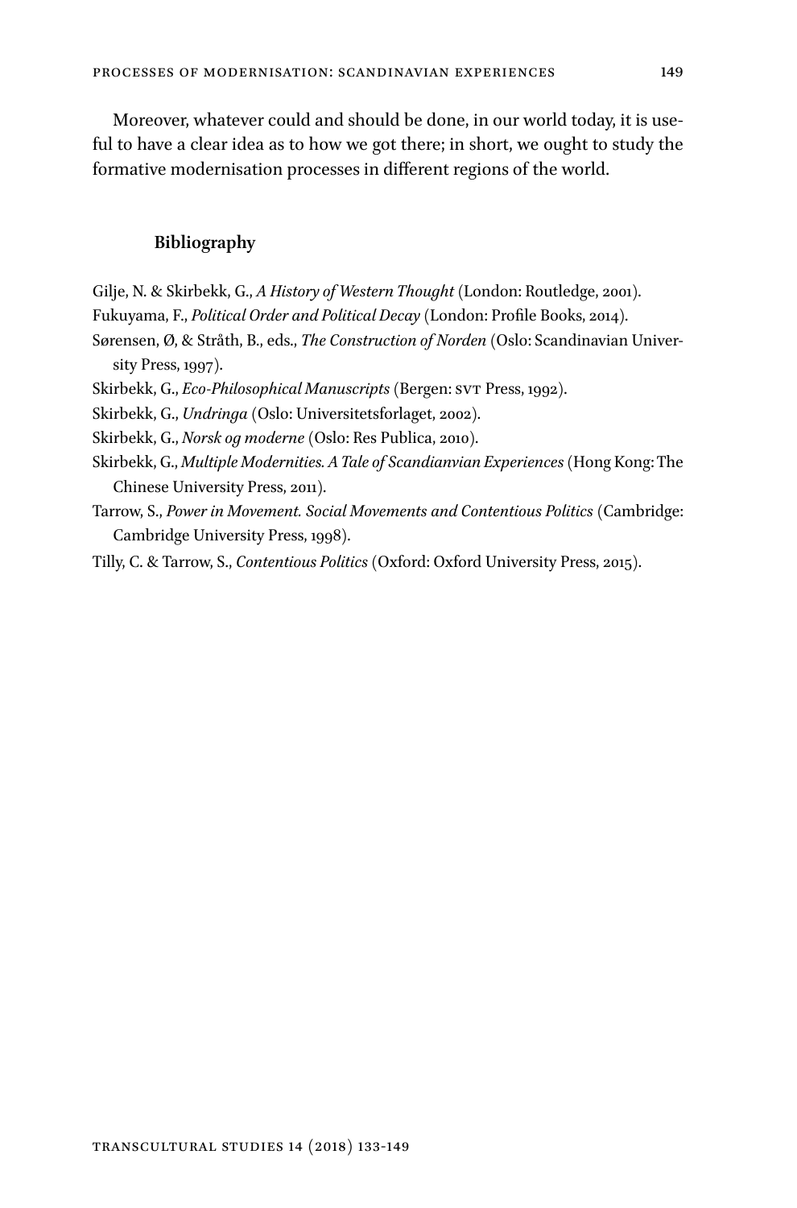Moreover, whatever could and should be done, in our world today, it is useful to have a clear idea as to how we got there; in short, we ought to study the formative modernisation processes in different regions of the world.

### Bibliography

Gilje, N. & Skirbekk, G., *A History of Western Thought* (London: Routledge, 2001).

Fukuyama, F., *Political Order and Political Decay* (London: Profile Books, 2014).

Sørensen, Ø, & Stråth, B., eds., *The Construction of Norden* (Oslo: Scandinavian University Press, 1997).

Skirbekk, G., *Eco-Philosophical Manuscripts* (Bergen: SVT Press, 1992).

Skirbekk, G., *Undringa* (Oslo: Universitetsforlaget, 2002).

Skirbekk, G., *Norsk og moderne* (Oslo: Res Publica, 2010).

Skirbekk, G., *Multiple Modernities. A Tale of Scandianvian Experiences* (Hong Kong: The Chinese University Press, 2011).

Tarrow, S., *Power in Movement. Social Movements and Contentious Politics* (Cambridge: Cambridge University Press, 1998).

Tilly, C. & Tarrow, S., *Contentious Politics* (Oxford: Oxford University Press, 2015).